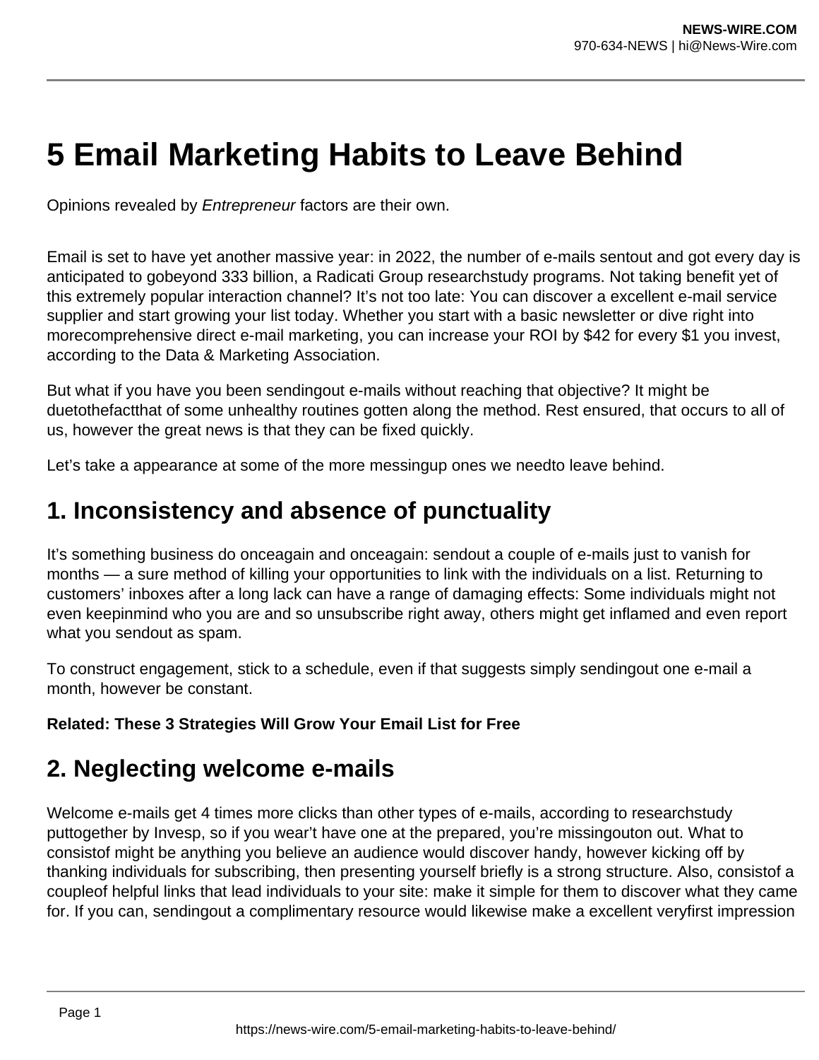# 5 Email Marketing Habits to Leave Behind

Opinions revealed by *Entrepreneur* factors are their own.

Email is set to have yet another massive year: in 2022, the number of e-mails sentout and got every day is anticipated to gobeyond 333 billion, a Radicati Group researchstudy programs. Not taking benefit yet of this extremely popular interaction channel? It's not too late: You can discover a excellent e-mail service supplier and start growing your list today. Whether you start with a basic newsletter or dive right into morecomprehensive direct e-mail marketing, you can increase your ROI by $42 for every $1 you invest, according to the Data & Marketing Association.

But what if you have you been sendingout e-mails without reaching that objective? It might be duetothefactthat of some unhealthy routines gotten along the method. Rest ensured, that occurs to all of us, however the great news is that they can be fixed quickly.

Let's take a appearance at some of the more messingup ones we needto leave behind.

## 1. Inconsistency and absence of punctuality

It's something business do onceagain and onceagain: sendout a couple of e-mails just to vanish for months — a sure method of killing your opportunities to link with the individuals on a list. Returning to customers' inboxes after a long lack can have a range of damaging effects: Some individuals might not even keepinmind who you are and so unsubscribe right away, others might get inflamed and even report what you sendout as spam.

To construct engagement, stick to a schedule, even if that suggests simply sendingout one e-mail a month, however be constant.

**Related: These 3 Strategies Will Grow Your Email List for Free**

## 2. Neglecting welcome e-mails

Welcome e-mails get 4 times more clicks than other types of e-mails, according to researchstudy puttogether by Invesp, so if you wear't have one at the prepared, you're missingouton out. What to consistof might be anything you believe an audience would discover handy, however kicking off by thanking individuals for subscribing, then presenting yourself briefly is a strong structure. Also, consistof a coupleof helpful links that lead individuals to your site: make it simple for them to discover what they came for. If you can, sendingout a complimentary resource would likewise make a excellent veryfirst impression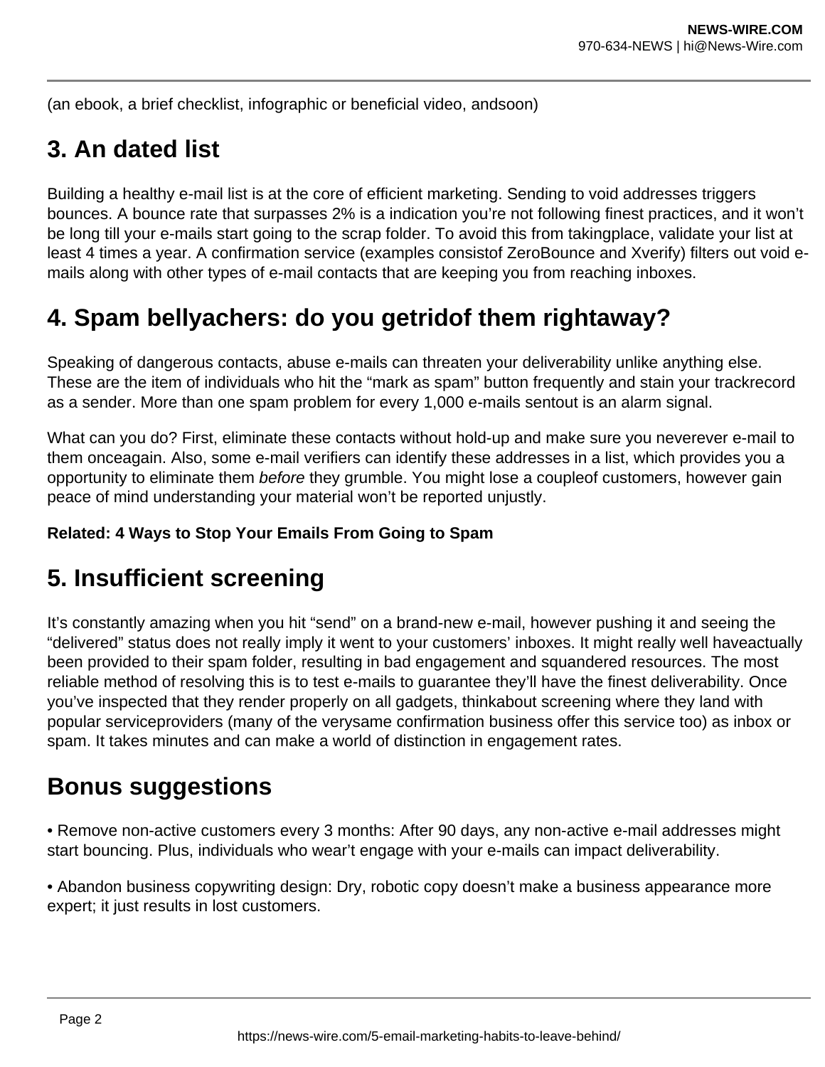(an ebook, a brief checklist, infographic or beneficial video, andsoon)

## 3. An dated list

Building a healthy e-mail list is at the core of efficient marketing. Sending to void addresses triggers bounces. A bounce rate that surpasses 2% is a indication you're not following finest practices, and it won't be long till your e-mails start going to the scrap folder. To avoid this from takingplace, validate your list at least 4 times a year. A confirmation service (examples consistof ZeroBounce and Xverify) filters out void e-mails along with other types of e-mail contacts that are keeping you from reaching inboxes.

## 4. Spam bellyachers: do you getridof them rightaway?

Speaking of dangerous contacts, abuse e-mails can threaten your deliverability unlike anything else. These are the item of individuals who hit the "mark as spam" button frequently and stain your trackrecord as a sender. More than one spam problem for every 1,000 e-mails sentout is an alarm signal.

What can you do? First, eliminate these contacts without hold-up and make sure you neverever e-mail to them onceagain. Also, some e-mail verifiers can identify these addresses in a list, which provides you a opportunity to eliminate them *before* they grumble. You might lose a coupleof customers, however gain peace of mind understanding your material won't be reported unjustly.

**Related: 4 Ways to Stop Your Emails From Going to Spam**

## 5. Insufficient screening

It's constantly amazing when you hit "send" on a brand-new e-mail, however pushing it and seeing the "delivered" status does not really imply it went to your customers' inboxes. It might really well haveactually been provided to their spam folder, resulting in bad engagement and squandered resources. The most reliable method of resolving this is to test e-mails to guarantee they'll have the finest deliverability. Once you've inspected that they render properly on all gadgets, thinkabout screening where they land with popular serviceproviders (many of the verysame confirmation business offer this service too) as inbox or spam. It takes minutes and can make a world of distinction in engagement rates.

## Bonus suggestions

• Remove non-active customers every 3 months: After 90 days, any non-active e-mail addresses might start bouncing. Plus, individuals who wear't engage with your e-mails can impact deliverability.

• Abandon business copywriting design: Dry, robotic copy doesn't make a business appearance more expert; it just results in lost customers.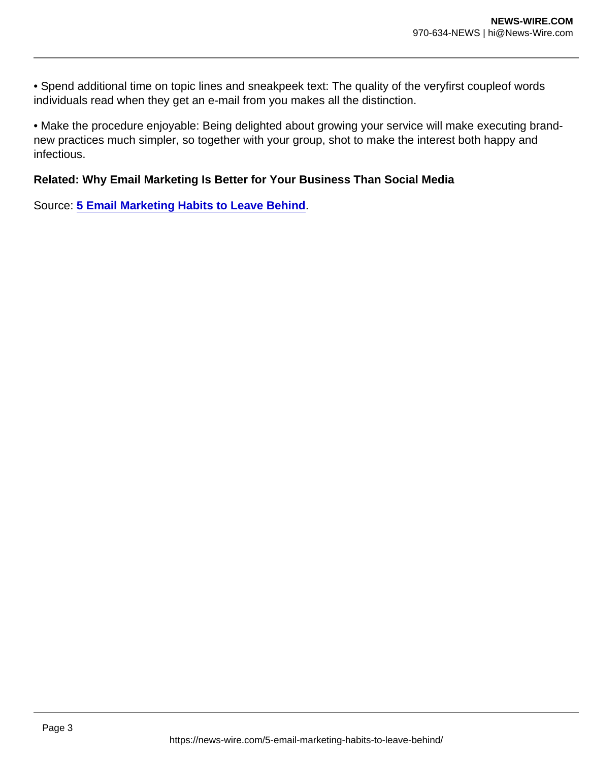- Spend additional time on topic lines and sneakpeek text: The quality of the veryfirst coupleof words individuals read when they get an e-mail from you makes all the distinction.

- Make the procedure enjoyable: Being delighted about growing your service will make executing brand-new practices much simpler, so together with your group, shot to make the interest both happy and infectious.

**Related: Why Email Marketing Is Better for Your Business Than Social Media**

Source: **5 Email Marketing Habits to Leave Behind**.